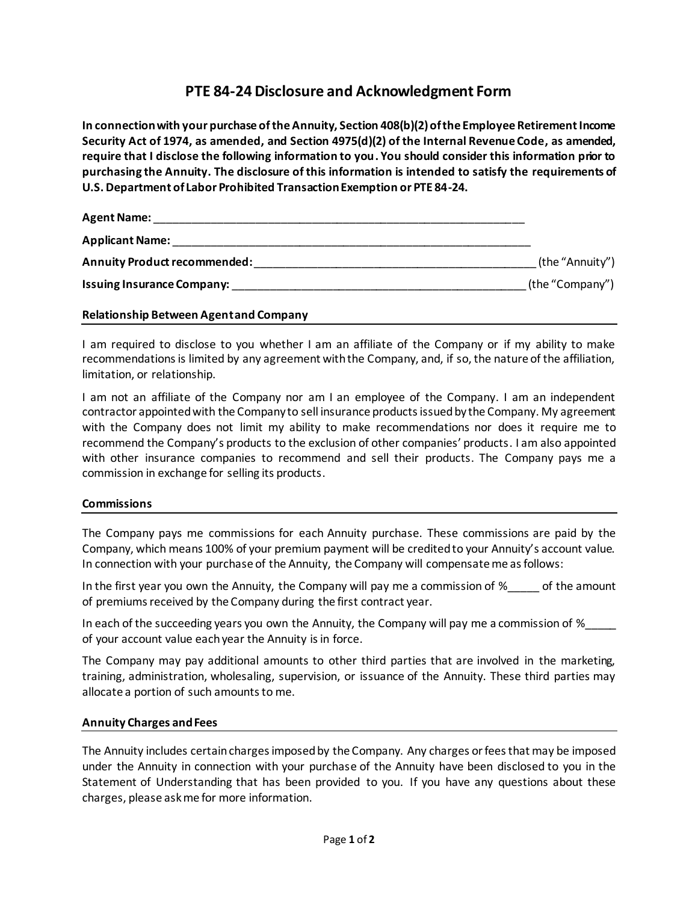# PTE 84-24 Disclosure and Acknowledgment Form

**In connection with your purchase of the Annuity, Section 408(b)(2) of the Employee Retirement Income Security Act of 1974, as amended, and Section 4975(d)(2) of the Internal Revenue Code, as amended, require that I disclose the following information to you. You should consider this information prior to purchasing the Annuity. The disclosure of this information is intended to satisfy the requirements of U.S. Department of Labor Prohibited Transaction Exemption or PTE 84-24.**

**Agent Name:** ____________________________________________________________

**Applicant Name:** ____________________________________________________________

**Annuity Product recommended:** ____________________________________________ (the "Annuity")

**Issuing Insurance Company:** ______________________________________________ (the "Company")

## Relationship Between Agent and Company

I am required to disclose to you whether I am an affiliate of the Company or if my ability to make recommendations is limited by any agreement with the Company, and, if so, the nature of the affiliation, limitation, or relationship.

I am not an affiliate of the Company nor am I an employee of the Company. I am an independent contractor appointed with the Company to sell insurance products issued by the Company. My agreement with the Company does not limit my ability to make recommendations nor does it require me to recommend the Company's products to the exclusion of other companies' products. I am also appointed with other insurance companies to recommend and sell their products. The Company pays me a commission in exchange for selling its products.

## Commissions

The Company pays me commissions for each Annuity purchase. These commissions are paid by the Company, which means 100% of your premium payment will be credited to your Annuity's account value. In connection with your purchase of the Annuity, the Company will compensate me as follows:

In the first year you own the Annuity, the Company will pay me a commission of %_____ of the amount of premiums received by the Company during the first contract year.

In each of the succeeding years you own the Annuity, the Company will pay me a commission of %_____ of your account value each year the Annuity is in force.

The Company may pay additional amounts to other third parties that are involved in the marketing, training, administration, wholesaling, supervision, or issuance of the Annuity. These third parties may allocate a portion of such amounts to me.

## Annuity Charges and Fees

The Annuity includes certain charges imposed by the Company. Any charges or fees that may be imposed under the Annuity in connection with your purchase of the Annuity have been disclosed to you in the Statement of Understanding that has been provided to you. If you have any questions about these charges, please ask me for more information.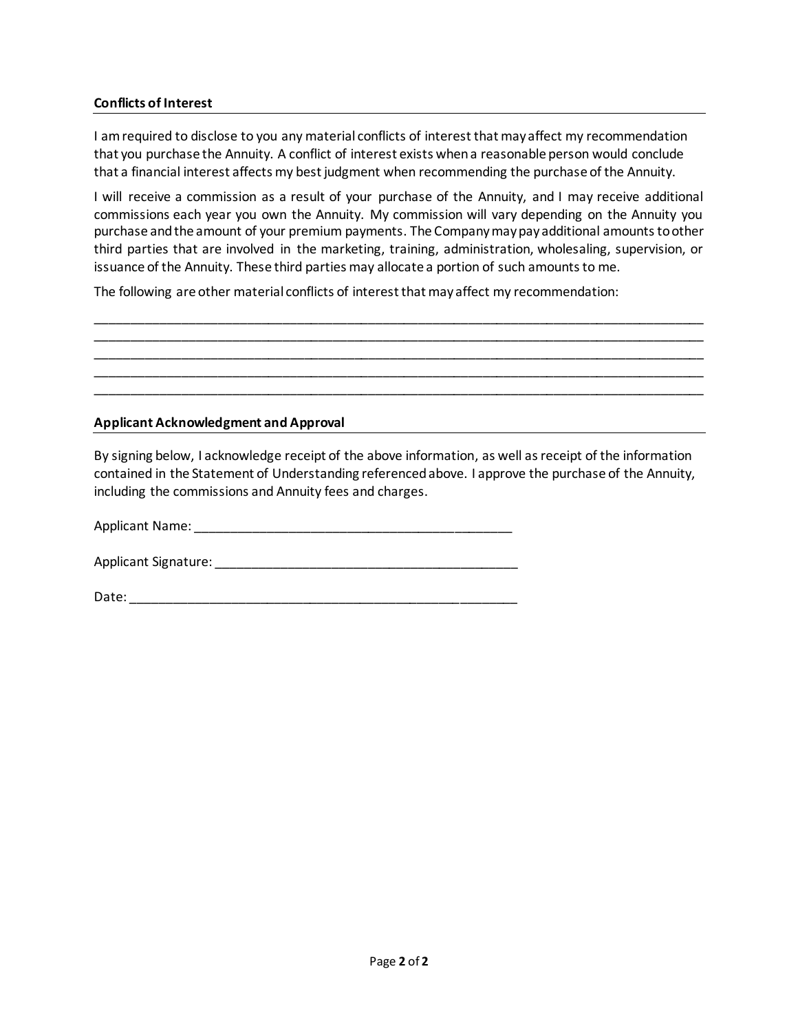**Conflicts of Interest**

I am required to disclose to you any material conflicts of interest that may affect my recommendation that you purchase the Annuity. A conflict of interest exists when a reasonable person would conclude that a financial interest affects my best judgment when recommending the purchase of the Annuity.

I will receive a commission as a result of your purchase of the Annuity, and I may receive additional commissions each year you own the Annuity. My commission will vary depending on the Annuity you purchase and the amount of your premium payments. The Company may pay additional amounts to other third parties that are involved in the marketing, training, administration, wholesaling, supervision, or issuance of the Annuity. These third parties may allocate a portion of such amounts to me.

The following are other material conflicts of interest that may affect my recommendation:

______________________________________________________________________________

______________________________________________________________________________

______________________________________________________________________________

______________________________________________________________________________

______________________________________________________________________________

**Applicant Acknowledgment and Approval**

By signing below, I acknowledge receipt of the above information, as well as receipt of the information contained in the Statement of Understanding referenced above. I approve the purchase of the Annuity, including the commissions and Annuity fees and charges.

Applicant Name: _____________________________________________

Applicant Signature: __________________________________________

Date: _____________________________________________________